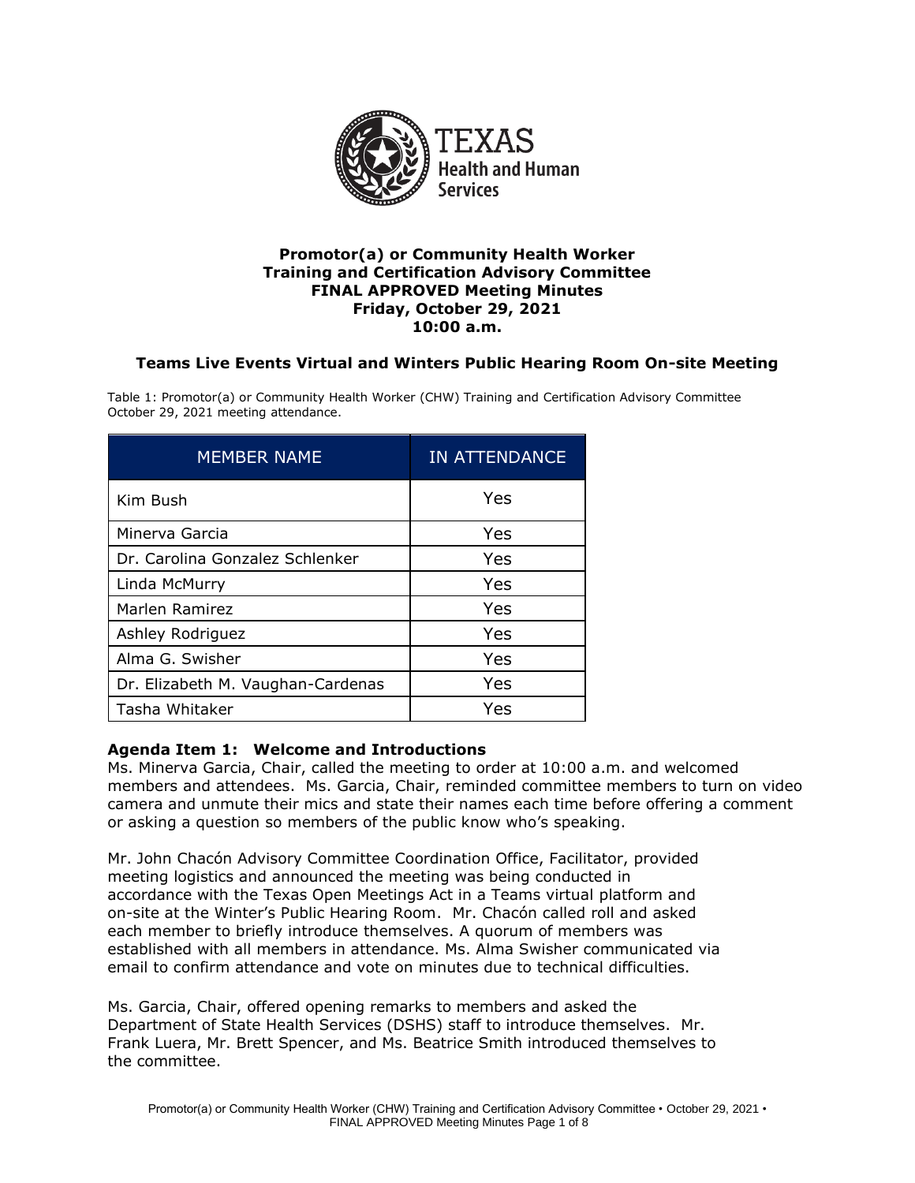**Promotor(a) or Community Health Worker Training and Certification Advisory Committee FINAL APPROVED Meeting Minutes Friday, October 29, 2021 10:00 a.m.**

## Teams Live Events Virtual and Winters Public Hearing Room On-site Meeting

Table 1: Promotor(a) or Community Health Worker (CHW) Training and Certification Advisory Committee October 29, 2021 meeting attendance.

| MEMBER NAME | IN ATTENDANCE |
| --- | --- |
| Kim Bush | Yes |
| Minerva Garcia | Yes |
| Dr. Carolina Gonzalez Schlenker | Yes |
| Linda McMurry | Yes |
| Marlen Ramirez | Yes |
| Ashley Rodriguez | Yes |
| Alma G. Swisher | Yes |
| Dr. Elizabeth M. Vaughan-Cardenas | Yes |
| Tasha Whitaker | Yes |

### Agenda Item 1: Welcome and Introductions

Ms. Minerva Garcia, Chair, called the meeting to order at 10:00 a.m. and welcomed members and attendees. Ms. Garcia, Chair, reminded committee members to turn on video camera and unmute their mics and state their names each time before offering a comment or asking a question so members of the public know who's speaking.

Mr. John Chacón Advisory Committee Coordination Office, Facilitator, provided meeting logistics and announced the meeting was being conducted in accordance with the Texas Open Meetings Act in a Teams virtual platform and on-site at the Winter's Public Hearing Room. Mr. Chacón called roll and asked each member to briefly introduce themselves. A quorum of members was established with all members in attendance. Ms. Alma Swisher communicated via email to confirm attendance and vote on minutes due to technical difficulties.

Ms. Garcia, Chair, offered opening remarks to members and asked the Department of State Health Services (DSHS) staff to introduce themselves. Mr. Frank Luera, Mr. Brett Spencer, and Ms. Beatrice Smith introduced themselves to the committee.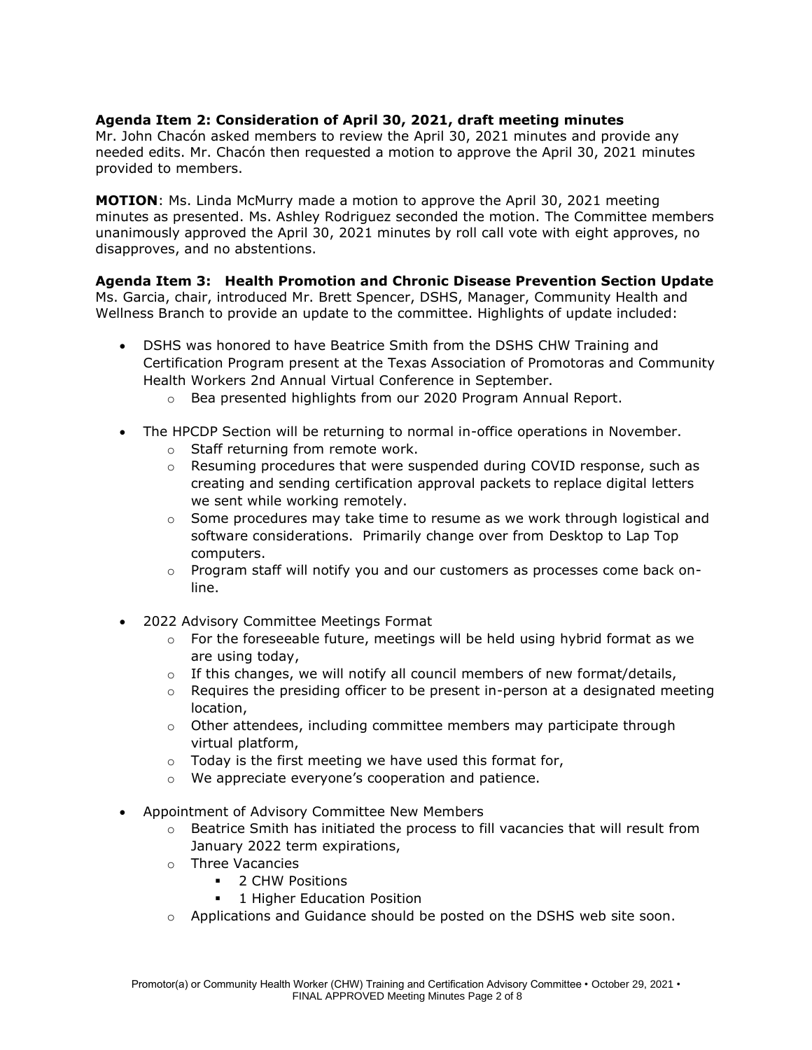**Agenda Item 2: Consideration of April 30, 2021, draft meeting minutes**
Mr. John Chacón asked members to review the April 30, 2021 minutes and provide any needed edits. Mr. Chacón then requested a motion to approve the April 30, 2021 minutes provided to members.

**MOTION**: Ms. Linda McMurry made a motion to approve the April 30, 2021 meeting minutes as presented. Ms. Ashley Rodriguez seconded the motion. The Committee members unanimously approved the April 30, 2021 minutes by roll call vote with eight approves, no disapproves, and no abstentions.

**Agenda Item 3: Health Promotion and Chronic Disease Prevention Section Update**
Ms. Garcia, chair, introduced Mr. Brett Spencer, DSHS, Manager, Community Health and Wellness Branch to provide an update to the committee. Highlights of update included:

- DSHS was honored to have Beatrice Smith from the DSHS CHW Training and Certification Program present at the Texas Association of Promotoras and Community Health Workers 2nd Annual Virtual Conference in September.
  - Bea presented highlights from our 2020 Program Annual Report.
- The HPCDP Section will be returning to normal in-office operations in November.
  - Staff returning from remote work.
  - Resuming procedures that were suspended during COVID response, such as creating and sending certification approval packets to replace digital letters we sent while working remotely.
  - Some procedures may take time to resume as we work through logistical and software considerations. Primarily change over from Desktop to Lap Top computers.
  - Program staff will notify you and our customers as processes come back on-line.
- 2022 Advisory Committee Meetings Format
  - For the foreseeable future, meetings will be held using hybrid format as we are using today,
  - If this changes, we will notify all council members of new format/details,
  - Requires the presiding officer to be present in-person at a designated meeting location,
  - Other attendees, including committee members may participate through virtual platform,
  - Today is the first meeting we have used this format for,
  - We appreciate everyone's cooperation and patience.
- Appointment of Advisory Committee New Members
  - Beatrice Smith has initiated the process to fill vacancies that will result from January 2022 term expirations,
  - Three Vacancies
    - 2 CHW Positions
    - 1 Higher Education Position
  - Applications and Guidance should be posted on the DSHS web site soon.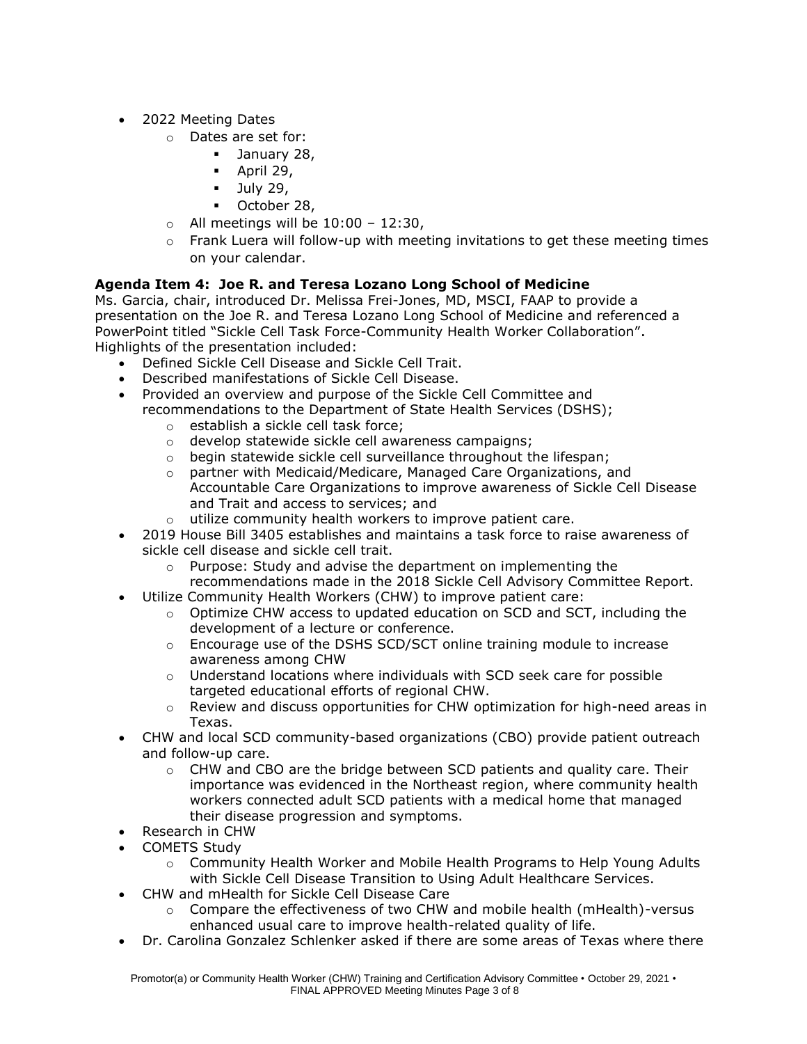- 2022 Meeting Dates
    - Dates are set for:
        - January 28,
        - April 29,
        - July 29,
        - October 28,
    - All meetings will be 10:00 – 12:30,
    - Frank Luera will follow-up with meeting invitations to get these meeting times on your calendar.

**Agenda Item 4: Joe R. and Teresa Lozano Long School of Medicine**

Ms. Garcia, chair, introduced Dr. Melissa Frei-Jones, MD, MSCI, FAAP to provide a presentation on the Joe R. and Teresa Lozano Long School of Medicine and referenced a PowerPoint titled "Sickle Cell Task Force-Community Health Worker Collaboration". Highlights of the presentation included:

- Defined Sickle Cell Disease and Sickle Cell Trait.
- Described manifestations of Sickle Cell Disease.
- Provided an overview and purpose of the Sickle Cell Committee and recommendations to the Department of State Health Services (DSHS);
    - establish a sickle cell task force;
    - develop statewide sickle cell awareness campaigns;
    - begin statewide sickle cell surveillance throughout the lifespan;
    - partner with Medicaid/Medicare, Managed Care Organizations, and Accountable Care Organizations to improve awareness of Sickle Cell Disease and Trait and access to services; and
    - utilize community health workers to improve patient care.
- 2019 House Bill 3405 establishes and maintains a task force to raise awareness of sickle cell disease and sickle cell trait.
    - Purpose: Study and advise the department on implementing the recommendations made in the 2018 Sickle Cell Advisory Committee Report.
- Utilize Community Health Workers (CHW) to improve patient care:
    - Optimize CHW access to updated education on SCD and SCT, including the development of a lecture or conference.
    - Encourage use of the DSHS SCD/SCT online training module to increase awareness among CHW
    - Understand locations where individuals with SCD seek care for possible targeted educational efforts of regional CHW.
    - Review and discuss opportunities for CHW optimization for high-need areas in Texas.
- CHW and local SCD community-based organizations (CBO) provide patient outreach and follow-up care.
    - CHW and CBO are the bridge between SCD patients and quality care. Their importance was evidenced in the Northeast region, where community health workers connected adult SCD patients with a medical home that managed their disease progression and symptoms.
- Research in CHW
- COMETS Study
    - Community Health Worker and Mobile Health Programs to Help Young Adults with Sickle Cell Disease Transition to Using Adult Healthcare Services.
- CHW and mHealth for Sickle Cell Disease Care
    - Compare the effectiveness of two CHW and mobile health (mHealth)-versus enhanced usual care to improve health-related quality of life.
- Dr. Carolina Gonzalez Schlenker asked if there are some areas of Texas where there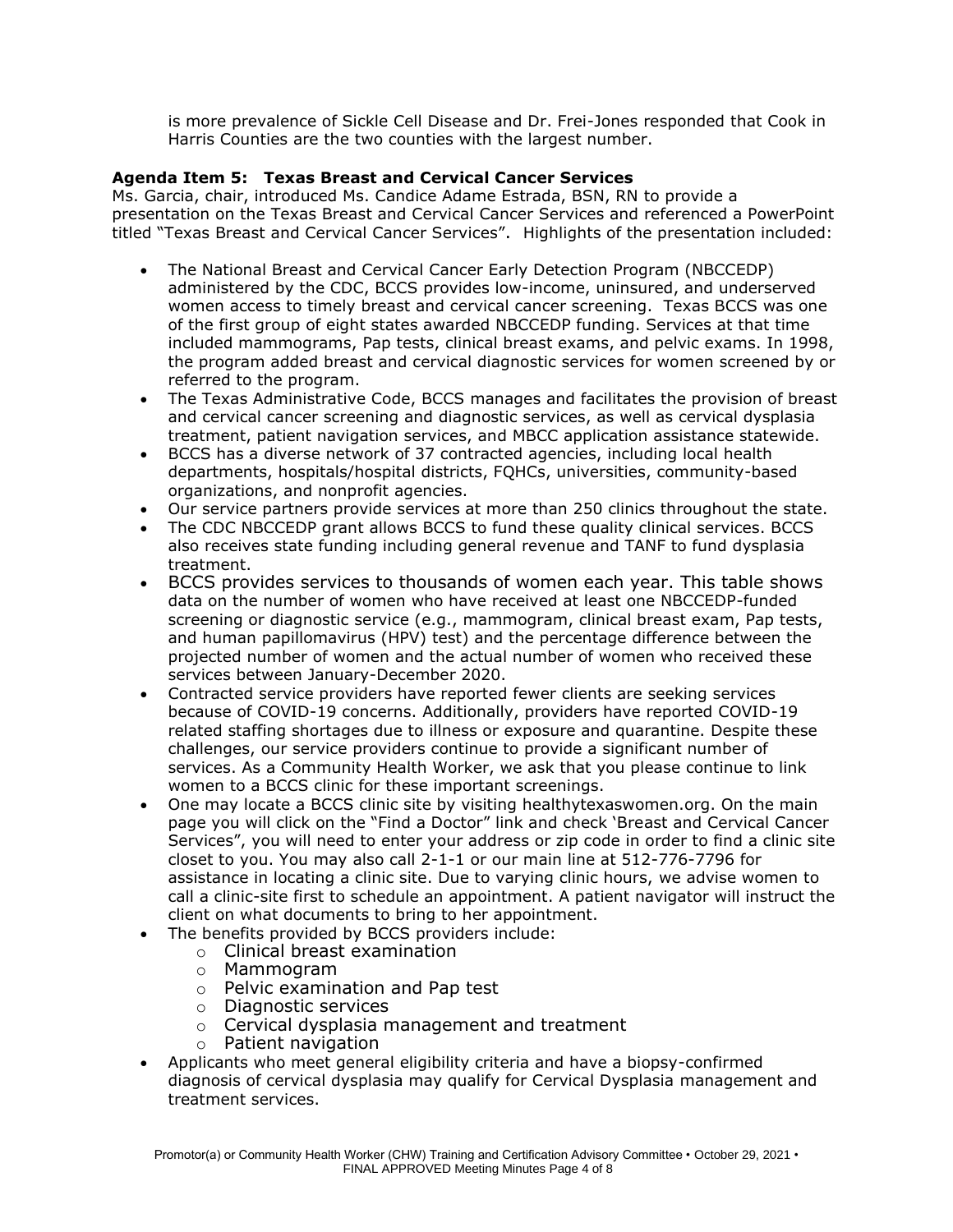is more prevalence of Sickle Cell Disease and Dr. Frei-Jones responded that Cook in Harris Counties are the two counties with the largest number.

**Agenda Item 5: Texas Breast and Cervical Cancer Services**

Ms. Garcia, chair, introduced Ms. Candice Adame Estrada, BSN, RN to provide a presentation on the Texas Breast and Cervical Cancer Services and referenced a PowerPoint titled "Texas Breast and Cervical Cancer Services". Highlights of the presentation included:

- The National Breast and Cervical Cancer Early Detection Program (NBCCEDP) administered by the CDC, BCCS provides low-income, uninsured, and underserved women access to timely breast and cervical cancer screening. Texas BCCS was one of the first group of eight states awarded NBCCEDP funding. Services at that time included mammograms, Pap tests, clinical breast exams, and pelvic exams. In 1998, the program added breast and cervical diagnostic services for women screened by or referred to the program.
- The Texas Administrative Code, BCCS manages and facilitates the provision of breast and cervical cancer screening and diagnostic services, as well as cervical dysplasia treatment, patient navigation services, and MBCC application assistance statewide.
- BCCS has a diverse network of 37 contracted agencies, including local health departments, hospitals/hospital districts, FQHCs, universities, community-based organizations, and nonprofit agencies.
- Our service partners provide services at more than 250 clinics throughout the state.
- The CDC NBCCEDP grant allows BCCS to fund these quality clinical services. BCCS also receives state funding including general revenue and TANF to fund dysplasia treatment.
- BCCS provides services to thousands of women each year. This table shows data on the number of women who have received at least one NBCCEDP-funded screening or diagnostic service (e.g., mammogram, clinical breast exam, Pap tests, and human papillomavirus (HPV) test) and the percentage difference between the projected number of women and the actual number of women who received these services between January-December 2020.
- Contracted service providers have reported fewer clients are seeking services because of COVID-19 concerns. Additionally, providers have reported COVID-19 related staffing shortages due to illness or exposure and quarantine. Despite these challenges, our service providers continue to provide a significant number of services. As a Community Health Worker, we ask that you please continue to link women to a BCCS clinic for these important screenings.
- One may locate a BCCS clinic site by visiting healthytexaswomen.org. On the main page you will click on the "Find a Doctor" link and check 'Breast and Cervical Cancer Services", you will need to enter your address or zip code in order to find a clinic site closet to you. You may also call 2-1-1 or our main line at 512-776-7796 for assistance in locating a clinic site. Due to varying clinic hours, we advise women to call a clinic-site first to schedule an appointment. A patient navigator will instruct the client on what documents to bring to her appointment.
- The benefits provided by BCCS providers include:
  - Clinical breast examination
  - Mammogram
  - Pelvic examination and Pap test
  - Diagnostic services
  - Cervical dysplasia management and treatment
  - Patient navigation
- Applicants who meet general eligibility criteria and have a biopsy-confirmed diagnosis of cervical dysplasia may qualify for Cervical Dysplasia management and treatment services.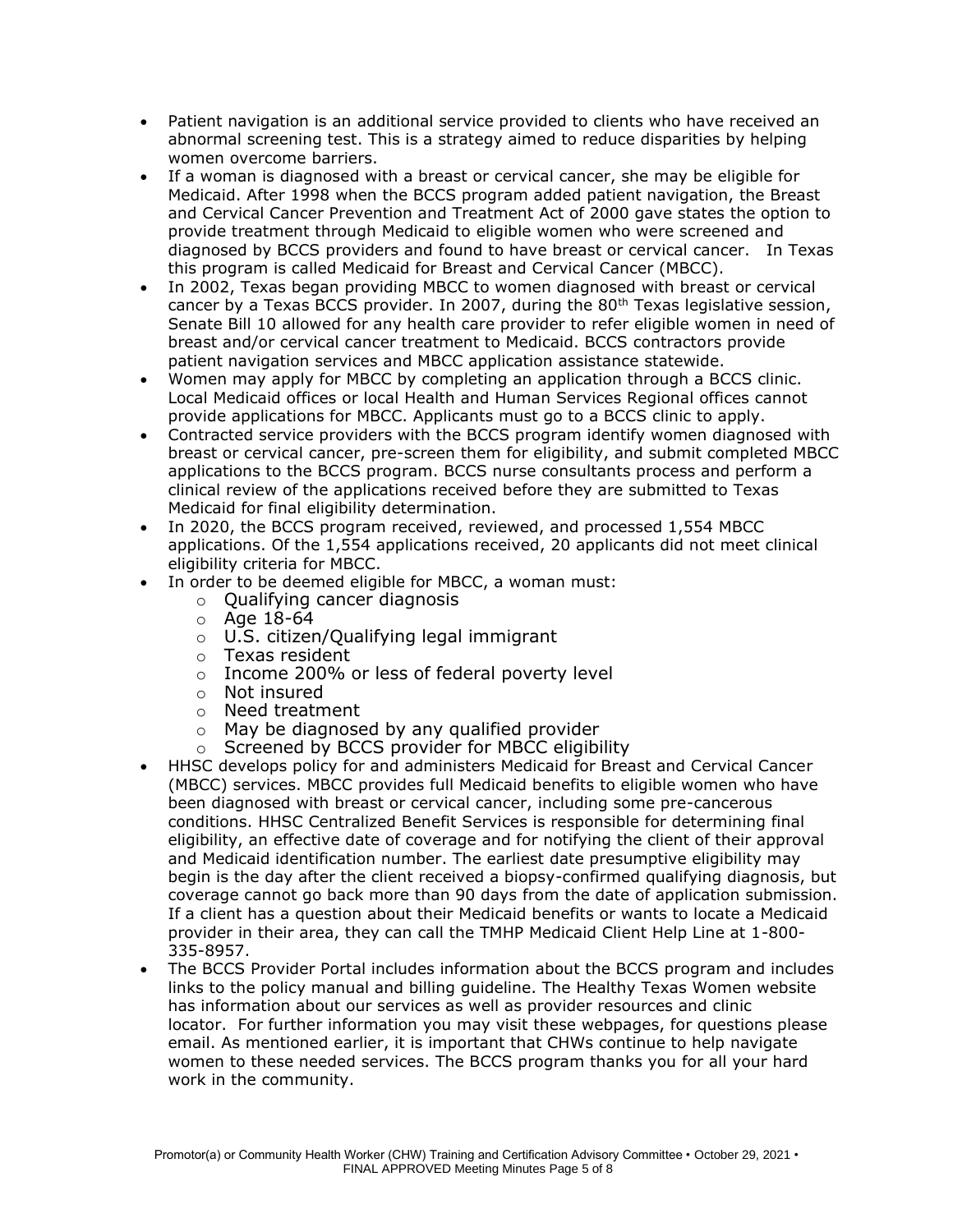- Patient navigation is an additional service provided to clients who have received an abnormal screening test. This is a strategy aimed to reduce disparities by helping women overcome barriers.
- If a woman is diagnosed with a breast or cervical cancer, she may be eligible for Medicaid. After 1998 when the BCCS program added patient navigation, the Breast and Cervical Cancer Prevention and Treatment Act of 2000 gave states the option to provide treatment through Medicaid to eligible women who were screened and diagnosed by BCCS providers and found to have breast or cervical cancer. In Texas this program is called Medicaid for Breast and Cervical Cancer (MBCC).
- In 2002, Texas began providing MBCC to women diagnosed with breast or cervical cancer by a Texas BCCS provider. In 2007, during the 80th Texas legislative session, Senate Bill 10 allowed for any health care provider to refer eligible women in need of breast and/or cervical cancer treatment to Medicaid. BCCS contractors provide patient navigation services and MBCC application assistance statewide.
- Women may apply for MBCC by completing an application through a BCCS clinic. Local Medicaid offices or local Health and Human Services Regional offices cannot provide applications for MBCC. Applicants must go to a BCCS clinic to apply.
- Contracted service providers with the BCCS program identify women diagnosed with breast or cervical cancer, pre-screen them for eligibility, and submit completed MBCC applications to the BCCS program. BCCS nurse consultants process and perform a clinical review of the applications received before they are submitted to Texas Medicaid for final eligibility determination.
- In 2020, the BCCS program received, reviewed, and processed 1,554 MBCC applications. Of the 1,554 applications received, 20 applicants did not meet clinical eligibility criteria for MBCC.
- In order to be deemed eligible for MBCC, a woman must:
  - Qualifying cancer diagnosis
  - Age 18-64
  - U.S. citizen/Qualifying legal immigrant
  - Texas resident
  - Income 200% or less of federal poverty level
  - Not insured
  - Need treatment
  - May be diagnosed by any qualified provider
  - Screened by BCCS provider for MBCC eligibility
- HHSC develops policy for and administers Medicaid for Breast and Cervical Cancer (MBCC) services. MBCC provides full Medicaid benefits to eligible women who have been diagnosed with breast or cervical cancer, including some pre-cancerous conditions. HHSC Centralized Benefit Services is responsible for determining final eligibility, an effective date of coverage and for notifying the client of their approval and Medicaid identification number. The earliest date presumptive eligibility may begin is the day after the client received a biopsy-confirmed qualifying diagnosis, but coverage cannot go back more than 90 days from the date of application submission. If a client has a question about their Medicaid benefits or wants to locate a Medicaid provider in their area, they can call the TMHP Medicaid Client Help Line at 1-800-335-8957.
- The BCCS Provider Portal includes information about the BCCS program and includes links to the policy manual and billing guideline. The Healthy Texas Women website has information about our services as well as provider resources and clinic locator. For further information you may visit these webpages, for questions please email. As mentioned earlier, it is important that CHWs continue to help navigate women to these needed services. The BCCS program thanks you for all your hard work in the community.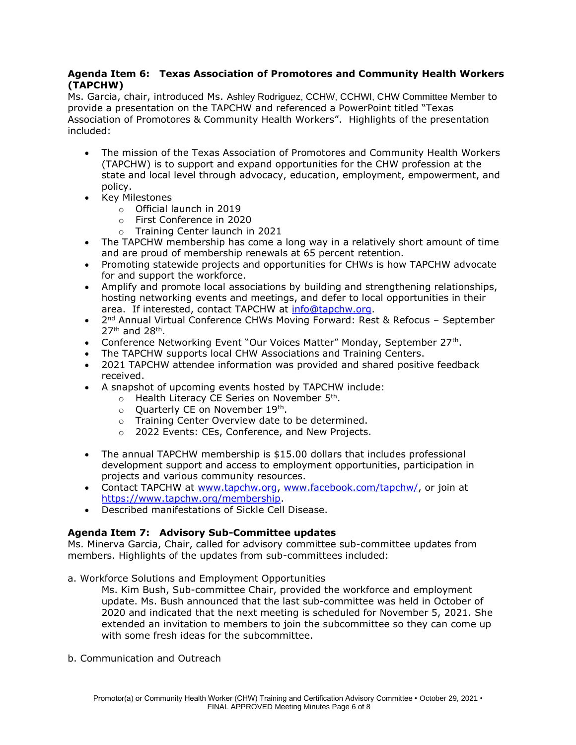**Agenda Item 6: Texas Association of Promotores and Community Health Workers (TAPCHW)**

Ms. Garcia, chair, introduced Ms. Ashley Rodriguez, CCHW, CCHWI, CHW Committee Member to provide a presentation on the TAPCHW and referenced a PowerPoint titled "Texas Association of Promotores & Community Health Workers". Highlights of the presentation included:

- The mission of the Texas Association of Promotores and Community Health Workers (TAPCHW) is to support and expand opportunities for the CHW profession at the state and local level through advocacy, education, employment, empowerment, and policy.
- Key Milestones
  - Official launch in 2019
  - First Conference in 2020
  - Training Center launch in 2021
- The TAPCHW membership has come a long way in a relatively short amount of time and are proud of membership renewals at 65 percent retention.
- Promoting statewide projects and opportunities for CHWs is how TAPCHW advocate for and support the workforce.
- Amplify and promote local associations by building and strengthening relationships, hosting networking events and meetings, and defer to local opportunities in their area. If interested, contact TAPCHW at info@tapchw.org.
- 2nd Annual Virtual Conference CHWs Moving Forward: Rest & Refocus – September 27th and 28th.
- Conference Networking Event "Our Voices Matter" Monday, September 27th.
- The TAPCHW supports local CHW Associations and Training Centers.
- 2021 TAPCHW attendee information was provided and shared positive feedback received.
- A snapshot of upcoming events hosted by TAPCHW include:
  - Health Literacy CE Series on November 5th.
  - Quarterly CE on November 19th.
  - Training Center Overview date to be determined.
  - 2022 Events: CEs, Conference, and New Projects.

- The annual TAPCHW membership is $15.00 dollars that includes professional development support and access to employment opportunities, participation in projects and various community resources.
- Contact TAPCHW at www.tapchw.org, www.facebook.com/tapchw/, or join at https://www.tapchw.org/membership.
- Described manifestations of Sickle Cell Disease.

**Agenda Item 7: Advisory Sub-Committee updates**

Ms. Minerva Garcia, Chair, called for advisory committee sub-committee updates from members. Highlights of the updates from sub-committees included:

a. Workforce Solutions and Employment Opportunities

Ms. Kim Bush, Sub-committee Chair, provided the workforce and employment update. Ms. Bush announced that the last sub-committee was held in October of 2020 and indicated that the next meeting is scheduled for November 5, 2021. She extended an invitation to members to join the subcommittee so they can come up with some fresh ideas for the subcommittee.

b. Communication and Outreach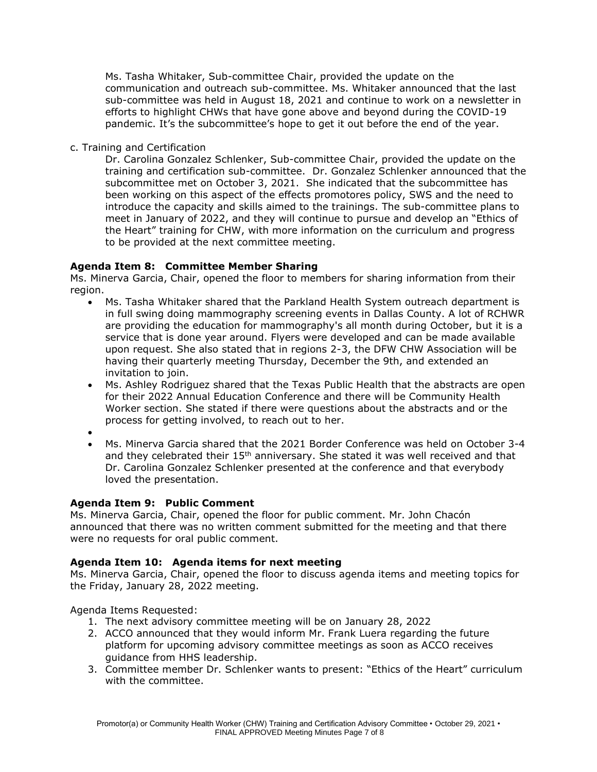Ms. Tasha Whitaker, Sub-committee Chair, provided the update on the communication and outreach sub-committee. Ms. Whitaker announced that the last sub-committee was held in August 18, 2021 and continue to work on a newsletter in efforts to highlight CHWs that have gone above and beyond during the COVID-19 pandemic. It's the subcommittee's hope to get it out before the end of the year.

c. Training and Certification

Dr. Carolina Gonzalez Schlenker, Sub-committee Chair, provided the update on the training and certification sub-committee. Dr. Gonzalez Schlenker announced that the subcommittee met on October 3, 2021. She indicated that the subcommittee has been working on this aspect of the effects promotores policy, SWS and the need to introduce the capacity and skills aimed to the trainings. The sub-committee plans to meet in January of 2022, and they will continue to pursue and develop an "Ethics of the Heart" training for CHW, with more information on the curriculum and progress to be provided at the next committee meeting.

**Agenda Item 8: Committee Member Sharing**

Ms. Minerva Garcia, Chair, opened the floor to members for sharing information from their region.

- Ms. Tasha Whitaker shared that the Parkland Health System outreach department is in full swing doing mammography screening events in Dallas County. A lot of RCHWR are providing the education for mammography's all month during October, but it is a service that is done year around. Flyers were developed and can be made available upon request. She also stated that in regions 2-3, the DFW CHW Association will be having their quarterly meeting Thursday, December the 9th, and extended an invitation to join.
- Ms. Ashley Rodriguez shared that the Texas Public Health that the abstracts are open for their 2022 Annual Education Conference and there will be Community Health Worker section. She stated if there were questions about the abstracts and or the process for getting involved, to reach out to her.
- 
- Ms. Minerva Garcia shared that the 2021 Border Conference was held on October 3-4 and they celebrated their 15th anniversary. She stated it was well received and that Dr. Carolina Gonzalez Schlenker presented at the conference and that everybody loved the presentation.

**Agenda Item 9: Public Comment**

Ms. Minerva Garcia, Chair, opened the floor for public comment. Mr. John Chacón announced that there was no written comment submitted for the meeting and that there were no requests for oral public comment.

**Agenda Item 10: Agenda items for next meeting**

Ms. Minerva Garcia, Chair, opened the floor to discuss agenda items and meeting topics for the Friday, January 28, 2022 meeting.

Agenda Items Requested:

1. The next advisory committee meeting will be on January 28, 2022
2. ACCO announced that they would inform Mr. Frank Luera regarding the future platform for upcoming advisory committee meetings as soon as ACCO receives guidance from HHS leadership.
3. Committee member Dr. Schlenker wants to present: "Ethics of the Heart" curriculum with the committee.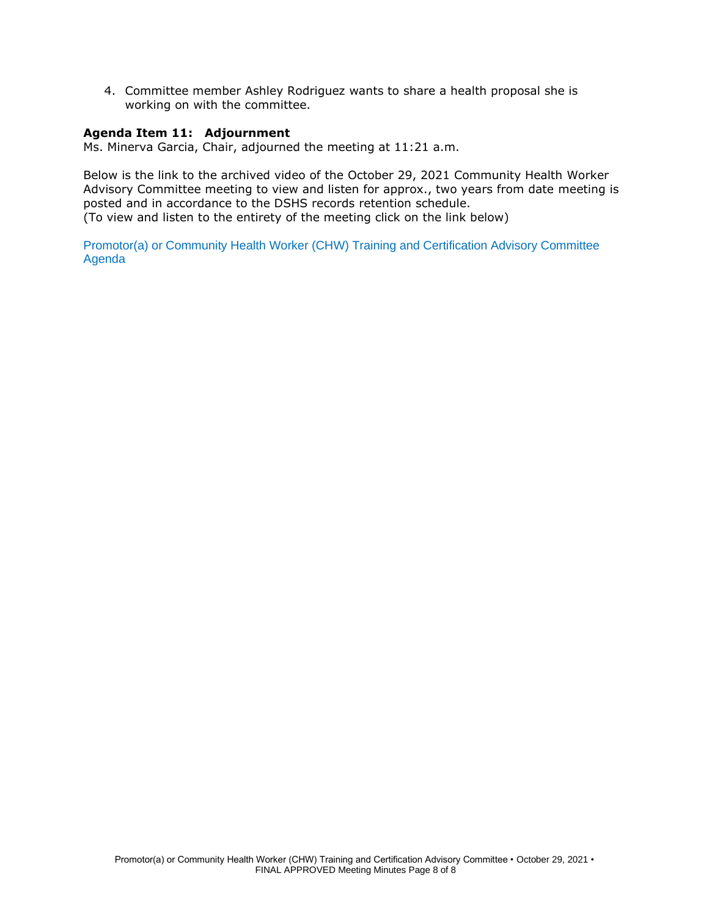4. Committee member Ashley Rodriguez wants to share a health proposal she is working on with the committee.

**Agenda Item 11: Adjournment**

Ms. Minerva Garcia, Chair, adjourned the meeting at 11:21 a.m.

Below is the link to the archived video of the October 29, 2021 Community Health Worker Advisory Committee meeting to view and listen for approx., two years from date meeting is posted and in accordance to the DSHS records retention schedule.
(To view and listen to the entirety of the meeting click on the link below)

Promotor(a) or Community Health Worker (CHW) Training and Certification Advisory Committee Agenda